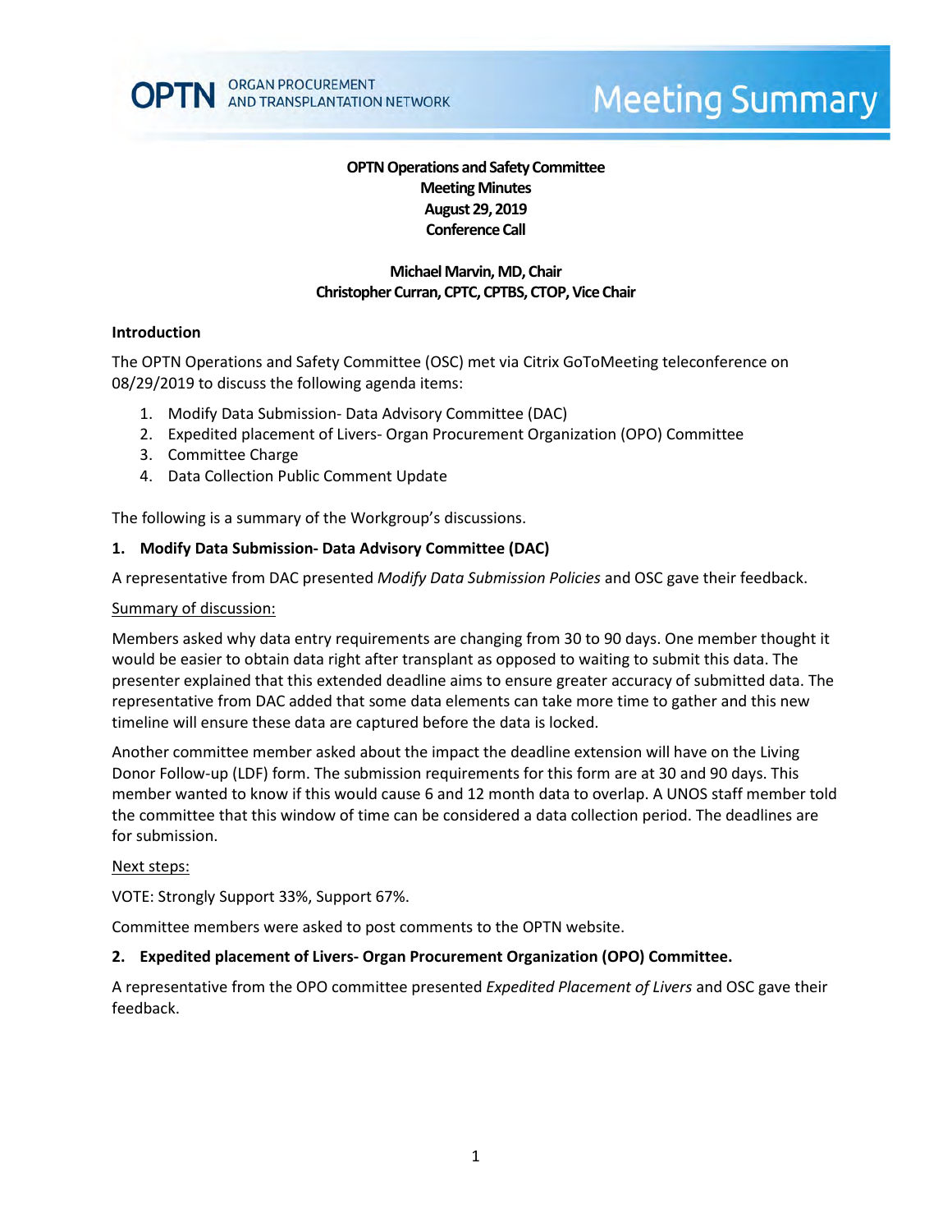OPTN ORGAN PROCUREMENT AND TRANSPLANTATION NETWORK

# Meeting Summary

**OPTN Operations and Safety Committee**
**Meeting Minutes**
**August 29, 2019**
**Conference Call**

**Michael Marvin, MD, Chair**
**Christopher Curran, CPTC, CPTBS, CTOP, Vice Chair**

## Introduction

The OPTN Operations and Safety Committee (OSC) met via Citrix GoToMeeting teleconference on 08/29/2019 to discuss the following agenda items:

1. Modify Data Submission- Data Advisory Committee (DAC)
2. Expedited placement of Livers- Organ Procurement Organization (OPO) Committee
3. Committee Charge
4. Data Collection Public Comment Update

The following is a summary of the Workgroup's discussions.

### 1. Modify Data Submission- Data Advisory Committee (DAC)

A representative from DAC presented *Modify Data Submission Policies* and OSC gave their feedback.

Summary of discussion:

Members asked why data entry requirements are changing from 30 to 90 days. One member thought it would be easier to obtain data right after transplant as opposed to waiting to submit this data. The presenter explained that this extended deadline aims to ensure greater accuracy of submitted data. The representative from DAC added that some data elements can take more time to gather and this new timeline will ensure these data are captured before the data is locked.

Another committee member asked about the impact the deadline extension will have on the Living Donor Follow-up (LDF) form. The submission requirements for this form are at 30 and 90 days. This member wanted to know if this would cause 6 and 12 month data to overlap. A UNOS staff member told the committee that this window of time can be considered a data collection period. The deadlines are for submission.

Next steps:

VOTE: Strongly Support 33%, Support 67%.

Committee members were asked to post comments to the OPTN website.

### 2. Expedited placement of Livers- Organ Procurement Organization (OPO) Committee.

A representative from the OPO committee presented *Expedited Placement of Livers* and OSC gave their feedback.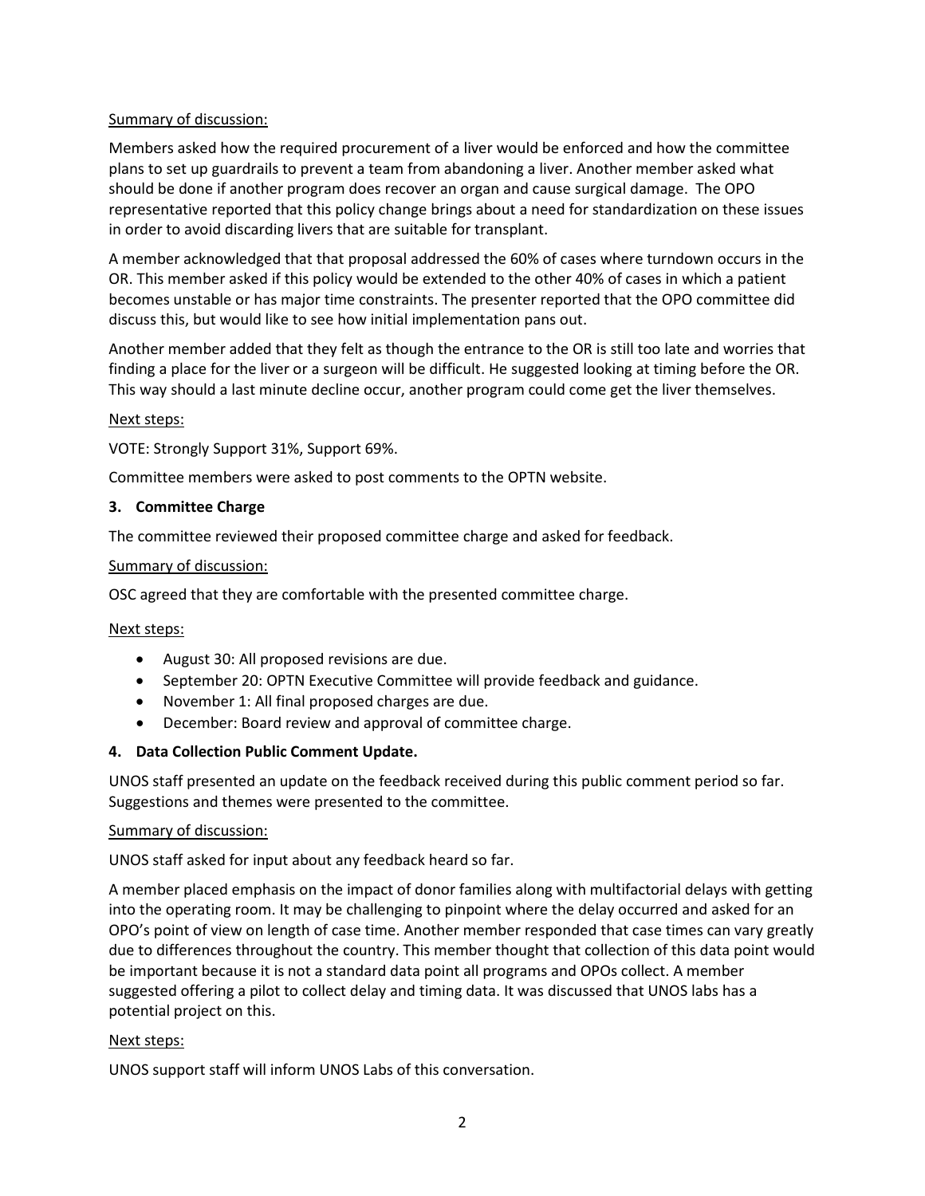Summary of discussion:

Members asked how the required procurement of a liver would be enforced and how the committee plans to set up guardrails to prevent a team from abandoning a liver. Another member asked what should be done if another program does recover an organ and cause surgical damage. The OPO representative reported that this policy change brings about a need for standardization on these issues in order to avoid discarding livers that are suitable for transplant.

A member acknowledged that that proposal addressed the 60% of cases where turndown occurs in the OR. This member asked if this policy would be extended to the other 40% of cases in which a patient becomes unstable or has major time constraints. The presenter reported that the OPO committee did discuss this, but would like to see how initial implementation pans out.

Another member added that they felt as though the entrance to the OR is still too late and worries that finding a place for the liver or a surgeon will be difficult. He suggested looking at timing before the OR. This way should a last minute decline occur, another program could come get the liver themselves.

Next steps:

VOTE: Strongly Support 31%, Support 69%.

Committee members were asked to post comments to the OPTN website.

**3. Committee Charge**

The committee reviewed their proposed committee charge and asked for feedback.

Summary of discussion:

OSC agreed that they are comfortable with the presented committee charge.

Next steps:

- August 30: All proposed revisions are due.
- September 20: OPTN Executive Committee will provide feedback and guidance.
- November 1: All final proposed charges are due.
- December: Board review and approval of committee charge.

**4. Data Collection Public Comment Update.**

UNOS staff presented an update on the feedback received during this public comment period so far. Suggestions and themes were presented to the committee.

Summary of discussion:

UNOS staff asked for input about any feedback heard so far.

A member placed emphasis on the impact of donor families along with multifactorial delays with getting into the operating room. It may be challenging to pinpoint where the delay occurred and asked for an OPO's point of view on length of case time. Another member responded that case times can vary greatly due to differences throughout the country. This member thought that collection of this data point would be important because it is not a standard data point all programs and OPOs collect. A member suggested offering a pilot to collect delay and timing data. It was discussed that UNOS labs has a potential project on this.

Next steps:

UNOS support staff will inform UNOS Labs of this conversation.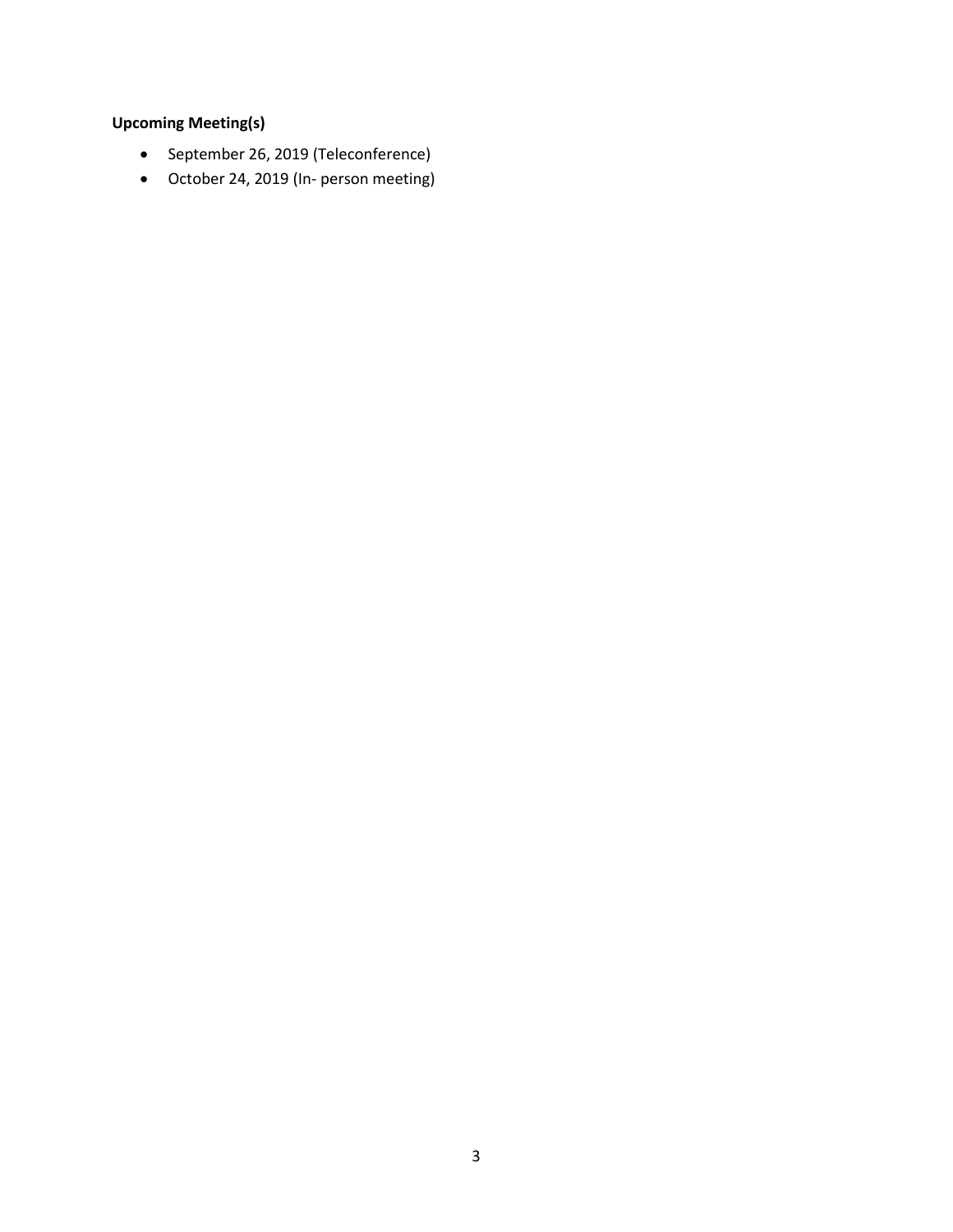**Upcoming Meeting(s)**

- September 26, 2019 (Teleconference)
- October 24, 2019 (In- person meeting)